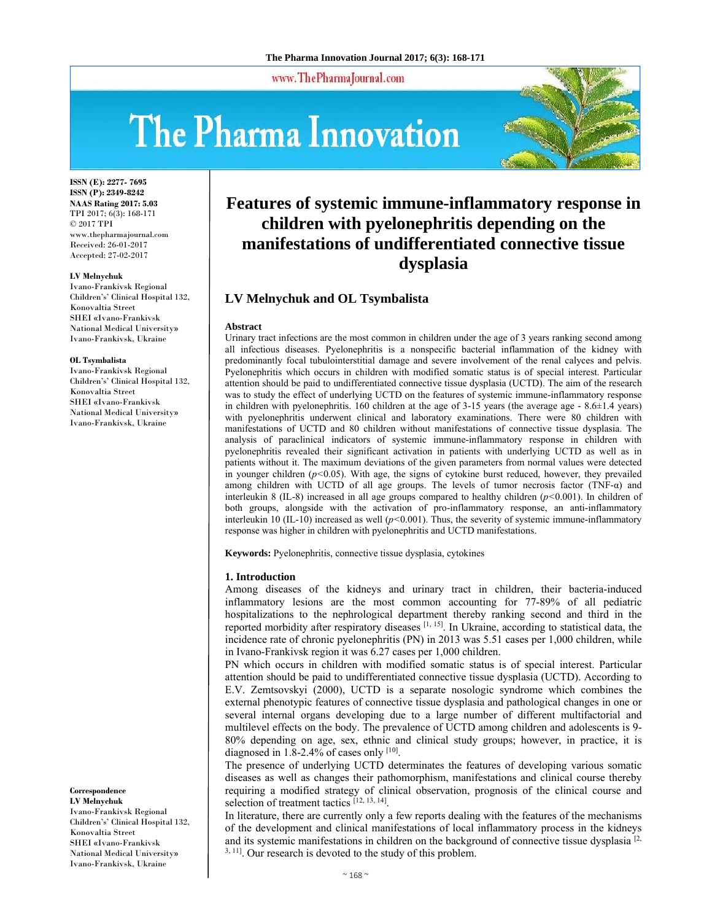# Features of systemic immune-inflammatory response in children with pyelonephritis depending on the manifestations of undifferentiated connective tissue dysplasia

**LV Melnychuk and OL Tsymbalista**

ISSN (E): 2277- 7695
ISSN (P): 2349-8242
NAAS Rating 2017: 5.03
TPI 2017; 6(3): 168-171
© 2017 TPI
www.thepharmajournal.com
Received: 26-01-2017
Accepted: 27-02-2017

**LV Melnychuk**
Ivano-Frankivsk Regional Children's' Clinical Hospital 132, Konovaltia Street
SHEI «Ivano-Frankivsk National Medical University»
Ivano-Frankivsk, Ukraine

**OL Tsymbalista**
Ivano-Frankivsk Regional Children's' Clinical Hospital 132, Konovaltia Street
SHEI «Ivano-Frankivsk National Medical University»
Ivano-Frankivsk, Ukraine

**Correspondence**
**LV Melnychuk**
Ivano-Frankivsk Regional Children's' Clinical Hospital 132, Konovaltia Street
SHEI «Ivano-Frankivsk National Medical University»
Ivano-Frankivsk, Ukraine

## Abstract

Urinary tract infections are the most common in children under the age of 3 years ranking second among all infectious diseases. Pyelonephritis is a nonspecific bacterial inflammation of the kidney with predominantly focal tubulointerstitial damage and severe involvement of the renal calyces and pelvis. Pyelonephritis which occurs in children with modified somatic status is of special interest. Particular attention should be paid to undifferentiated connective tissue dysplasia (UCTD). The aim of the research was to study the effect of underlying UCTD on the features of systemic immune-inflammatory response in children with pyelonephritis. 160 children at the age of 3-15 years (the average age - 8.6±1.4 years) with pyelonephritis underwent clinical and laboratory examinations. There were 80 children with manifestations of UCTD and 80 children without manifestations of connective tissue dysplasia. The analysis of paraclinical indicators of systemic immune-inflammatory response in children with pyelonephritis revealed their significant activation in patients with underlying UCTD as well as in patients without it. The maximum deviations of the given parameters from normal values were detected in younger children ($p<0.05$). With age, the signs of cytokine burst reduced, however, they prevailed among children with UCTD of all age groups. The levels of tumor necrosis factor (TNF-α) and interleukin 8 (IL-8) increased in all age groups compared to healthy children ($p<0.001$). In children of both groups, alongside with the activation of pro-inflammatory response, an anti-inflammatory interleukin 10 (IL-10) increased as well ($p<0.001$). Thus, the severity of systemic immune-inflammatory response was higher in children with pyelonephritis and UCTD manifestations.

**Keywords:** Pyelonephritis, connective tissue dysplasia, cytokines

## 1. Introduction

Among diseases of the kidneys and urinary tract in children, their bacteria-induced inflammatory lesions are the most common accounting for 77-89% of all pediatric hospitalizations to the nephrological department thereby ranking second and third in the reported morbidity after respiratory diseases [1, 15]. In Ukraine, according to statistical data, the incidence rate of chronic pyelonephritis (PN) in 2013 was 5.51 cases per 1,000 children, while in Ivano-Frankivsk region it was 6.27 cases per 1,000 children.

PN which occurs in children with modified somatic status is of special interest. Particular attention should be paid to undifferentiated connective tissue dysplasia (UCTD). According to E.V. Zemtsovskyi (2000), UCTD is a separate nosologic syndrome which combines the external phenotypic features of connective tissue dysplasia and pathological changes in one or several internal organs developing due to a large number of different multifactorial and multilevel effects on the body. The prevalence of UCTD among children and adolescents is 9-80% depending on age, sex, ethnic and clinical study groups; however, in practice, it is diagnosed in 1.8-2.4% of cases only [10].

The presence of underlying UCTD determinates the features of developing various somatic diseases as well as changes their pathomorphism, manifestations and clinical course thereby requiring a modified strategy of clinical observation, prognosis of the clinical course and selection of treatment tactics [12, 13, 14].

In literature, there are currently only a few reports dealing with the features of the mechanisms of the development and clinical manifestations of local inflammatory process in the kidneys and its systemic manifestations in children on the background of connective tissue dysplasia [2, 3, 11]. Our research is devoted to the study of this problem.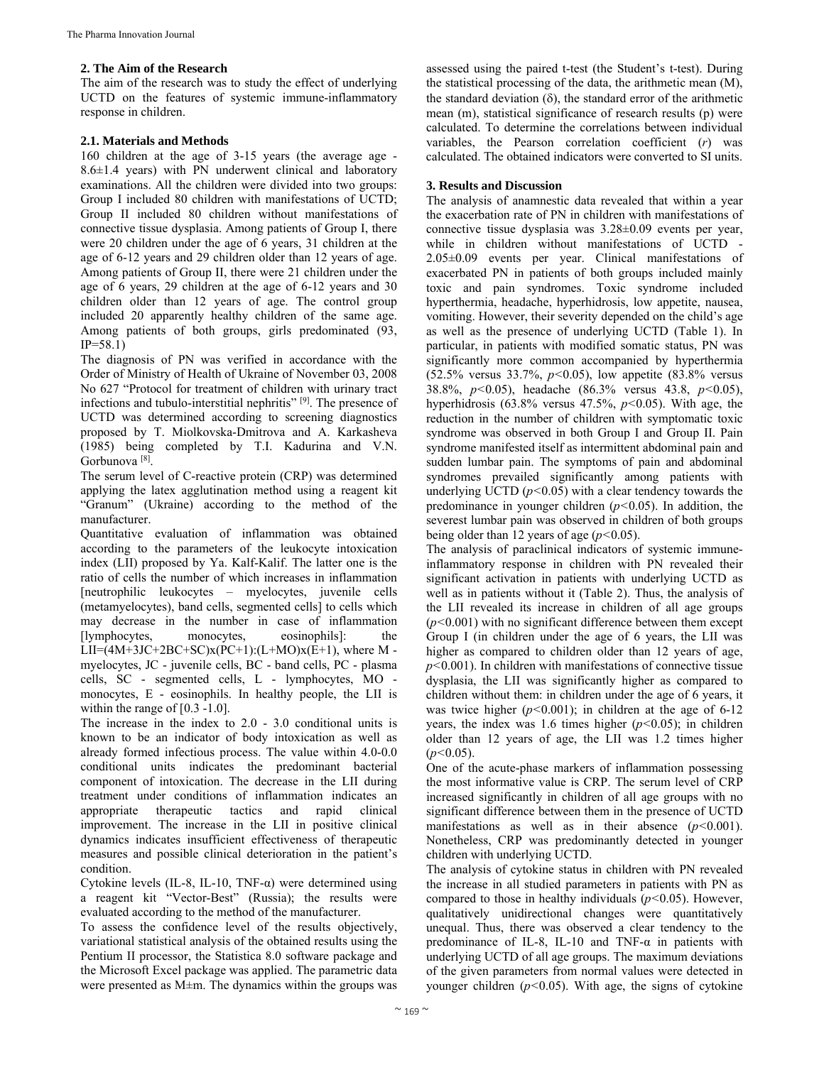## 2. The Aim of the Research

The aim of the research was to study the effect of underlying UCTD on the features of systemic immune-inflammatory response in children.

### 2.1. Materials and Methods

160 children at the age of 3-15 years (the average age - 8.6±1.4 years) with PN underwent clinical and laboratory examinations. All the children were divided into two groups: Group I included 80 children with manifestations of UCTD; Group II included 80 children without manifestations of connective tissue dysplasia. Among patients of Group I, there were 20 children under the age of 6 years, 31 children at the age of 6-12 years and 29 children older than 12 years of age. Among patients of Group II, there were 21 children under the age of 6 years, 29 children at the age of 6-12 years and 30 children older than 12 years of age. The control group included 20 apparently healthy children of the same age. Among patients of both groups, girls predominated (93, IP=58.1)

The diagnosis of PN was verified in accordance with the Order of Ministry of Health of Ukraine of November 03, 2008 No 627 "Protocol for treatment of children with urinary tract infections and tubulo-interstitial nephritis" [9]. The presence of UCTD was determined according to screening diagnostics proposed by T. Miolkovska-Dmitrova and A. Karkasheva (1985) being completed by T.I. Kadurina and V.N. Gorbunova [8].

The serum level of C-reactive protein (CRP) was determined applying the latex agglutination method using a reagent kit "Granum" (Ukraine) according to the method of the manufacturer.

Quantitative evaluation of inflammation was obtained according to the parameters of the leukocyte intoxication index (LII) proposed by Ya. Kalf-Kalif. The latter one is the ratio of cells the number of which increases in inflammation [neutrophilic leukocytes – myelocytes, juvenile cells (metamyelocytes), band cells, segmented cells] to cells which may decrease in the number in case of inflammation [lymphocytes, monocytes, eosinophils]: the LII=(4M+3JC+2BC+SC)x(PC+1):(L+MO)x(E+1), where M - myelocytes, JC - juvenile cells, BC - band cells, PC - plasma cells, SC - segmented cells, L - lymphocytes, MO - monocytes, E - eosinophils. In healthy people, the LII is within the range of [0.3 -1.0].

The increase in the index to 2.0 - 3.0 conditional units is known to be an indicator of body intoxication as well as already formed infectious process. The value within 4.0-0.0 conditional units indicates the predominant bacterial component of intoxication. The decrease in the LII during treatment under conditions of inflammation indicates an appropriate therapeutic tactics and rapid clinical improvement. The increase in the LII in positive clinical dynamics indicates insufficient effectiveness of therapeutic measures and possible clinical deterioration in the patient's condition.

Cytokine levels (IL-8, IL-10, TNF-α) were determined using a reagent kit "Vector-Best" (Russia); the results were evaluated according to the method of the manufacturer.

To assess the confidence level of the results objectively, variational statistical analysis of the obtained results using the Pentium II processor, the Statistica 8.0 software package and the Microsoft Excel package was applied. The parametric data were presented as M±m. The dynamics within the groups was assessed using the paired t-test (the Student's t-test). During the statistical processing of the data, the arithmetic mean (M), the standard deviation (δ), the standard error of the arithmetic mean (m), statistical significance of research results (p) were calculated. To determine the correlations between individual variables, the Pearson correlation coefficient (*r*) was calculated. The obtained indicators were converted to SI units.

## 3. Results and Discussion

The analysis of anamnestic data revealed that within a year the exacerbation rate of PN in children with manifestations of connective tissue dysplasia was 3.28±0.09 events per year, while in children without manifestations of UCTD - 2.05±0.09 events per year. Clinical manifestations of exacerbated PN in patients of both groups included mainly toxic and pain syndromes. Toxic syndrome included hyperthermia, headache, hyperhidrosis, low appetite, nausea, vomiting. However, their severity depended on the child's age as well as the presence of underlying UCTD (Table 1). In particular, in patients with modified somatic status, PN was significantly more common accompanied by hyperthermia (52.5% versus 33.7%, $p<0.05$), low appetite (83.8% versus 38.8%, $p<0.05$), headache (86.3% versus 43.8, $p<0.05$), hyperhidrosis (63.8% versus 47.5%, $p<0.05$). With age, the reduction in the number of children with symptomatic toxic syndrome was observed in both Group I and Group II. Pain syndrome manifested itself as intermittent abdominal pain and sudden lumbar pain. The symptoms of pain and abdominal syndromes prevailed significantly among patients with underlying UCTD ($p<0.05$) with a clear tendency towards the predominance in younger children ($p<0.05$). In addition, the severest lumbar pain was observed in children of both groups being older than 12 years of age ($p<0.05$).

The analysis of paraclinical indicators of systemic immune-inflammatory response in children with PN revealed their significant activation in patients with underlying UCTD as well as in patients without it (Table 2). Thus, the analysis of the LII revealed its increase in children of all age groups ($p<0.001$) with no significant difference between them except Group I (in children under the age of 6 years, the LII was higher as compared to children older than 12 years of age, $p<0.001$). In children with manifestations of connective tissue dysplasia, the LII was significantly higher as compared to children without them: in children under the age of 6 years, it was twice higher ($p<0.001$); in children at the age of 6-12 years, the index was 1.6 times higher ($p<0.05$); in children older than 12 years of age, the LII was 1.2 times higher ($p<0.05$).

One of the acute-phase markers of inflammation possessing the most informative value is CRP. The serum level of CRP increased significantly in children of all age groups with no significant difference between them in the presence of UCTD manifestations as well as in their absence ($p<0.001$). Nonetheless, CRP was predominantly detected in younger children with underlying UCTD.

The analysis of cytokine status in children with PN revealed the increase in all studied parameters in patients with PN as compared to those in healthy individuals ($p<0.05$). However, qualitatively unidirectional changes were quantitatively unequal. Thus, there was observed a clear tendency to the predominance of IL-8, IL-10 and TNF-α in patients with underlying UCTD of all age groups. The maximum deviations of the given parameters from normal values were detected in younger children ($p<0.05$). With age, the signs of cytokine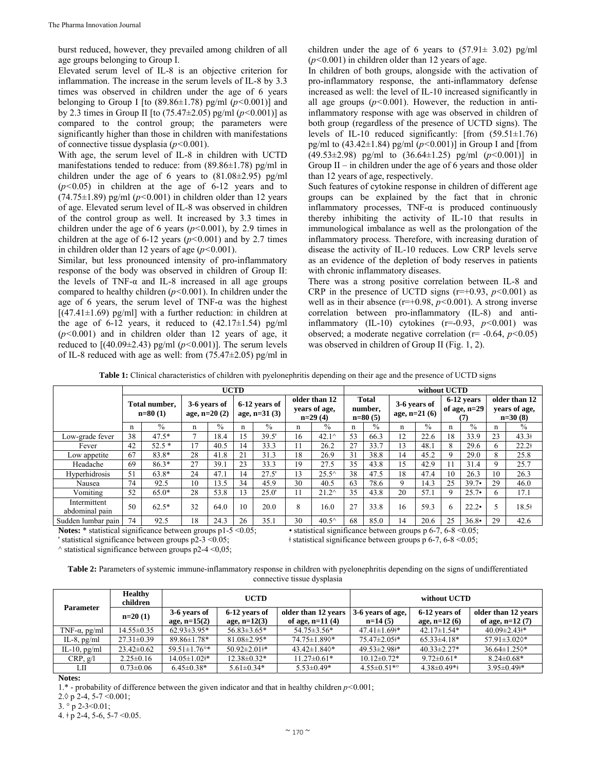burst reduced, however, they prevailed among children of all age groups belonging to Group I.

Elevated serum level of IL-8 is an objective criterion for inflammation. The increase in the serum levels of IL-8 by 3.3 times was observed in children under the age of 6 years belonging to Group I [to (89.86±1.78) pg/ml ($p<0.001$)] and by 2.3 times in Group II [to (75.47±2.05) pg/ml ($p<0.001$)] as compared to the control group; the parameters were significantly higher than those in children with manifestations of connective tissue dysplasia ($p<0.001$).

With age, the serum level of IL-8 in children with UCTD manifestations tended to reduce: from (89.86±1.78) pg/ml in children under the age of 6 years to (81.08±2.95) pg/ml ($p<0.05$) in children at the age of 6-12 years and to (74.75±1.89) pg/ml ($p<0.001$) in children older than 12 years of age. Elevated serum level of IL-8 was observed in children of the control group as well. It increased by 3.3 times in children under the age of 6 years ($p<0.001$), by 2.9 times in children at the age of 6-12 years ($p<0.001$) and by 2.7 times in children older than 12 years of age ($p<0.001$).

Similar, but less pronounced intensity of pro-inflammatory response of the body was observed in children of Group II: the levels of TNF-α and IL-8 increased in all age groups compared to healthy children ($p<0.001$). In children under the age of 6 years, the serum level of TNF-α was the highest [(47.41±1.69) pg/ml] with a further reduction: in children at the age of 6-12 years, it reduced to (42.17±1.54) pg/ml ($p<0.001$) and in children older than 12 years of age, it reduced to [(40.09±2.43) pg/ml ($p<0.001$)]. The serum levels of IL-8 reduced with age as well: from (75.47±2.05) pg/ml in children under the age of 6 years to (57.91± 3.02) pg/ml ($p<0.001$) in children older than 12 years of age.

In children of both groups, alongside with the activation of pro-inflammatory response, the anti-inflammatory defense increased as well: the level of IL-10 increased significantly in all age groups ($p<0.001$). However, the reduction in anti-inflammatory response with age was observed in children of both group (regardless of the presence of UCTD signs). The levels of IL-10 reduced significantly: [from (59.51±1.76) pg/ml to (43.42±1.84) pg/ml ($p<0.001$)] in Group I and [from (49.53±2.98) pg/ml to (36.64±1.25) pg/ml ($p<0.001$)] in Group II – in children under the age of 6 years and those older than 12 years of age, respectively.

Such features of cytokine response in children of different age groups can be explained by the fact that in chronic inflammatory processes, TNF-α is produced continuously thereby inhibiting the activity of IL-10 that results in immunological imbalance as well as the prolongation of the inflammatory process. Therefore, with increasing duration of disease the activity of IL-10 reduces. Low CRP levels serve as an evidence of the depletion of body reserves in patients with chronic inflammatory diseases.

There was a strong positive correlation between IL-8 and CRP in the presence of UCTD signs ($r=+0.93$, $p<0.001$) as well as in their absence ($r=+0.98$, $p<0.001$). A strong inverse correlation between pro-inflammatory (IL-8) and anti-inflammatory (IL-10) cytokines ($r=-0.93$, $p<0.001$) was observed; a moderate negative correlation ($r= -0.64$, $p<0.05$) was observed in children of Group II (Fig. 1, 2).

**Table 1:** Clinical characteristics of children with pyelonephritis depending on their age and the presence of UCTD signs

| | UCTD | | | | | | | | without UCTD | | | | | | | |
|---|---|---|---|---|---|---|---|---|---|---|---|---|---|---|---|---|
| | Total number, n=80 (1) | | 3-6 years of age, n=20 (2) | | 6-12 years of age, n=31 (3) | | older than 12 years of age, n=29 (4) | | Total number, n=80 (5) | | 3-6 years of age, n=21 (6) | | 6-12 years of age, n=29 (7) | | older than 12 years of age, n=30 (8) | |
| | n | % | n | % | n | % | n | % | n | % | n | % | n | % | n | % |
| Low-grade fever | 38 | 47.5* | 7 | 18.4 | 15 | 39.5' | 16 | 42.1^ | 53 | 66.3 | 12 | 22.6 | 18 | 33.9 | 23 | 43.3ǂ |
| Fever | 42 | 52.5 * | 17 | 40.5 | 14 | 33.3 | 11 | 26.2 | 27 | 33.7 | 13 | 48.1 | 8 | 29.6 | 6 | 22.2ǂ |
| Low appetite | 67 | 83.8* | 28 | 41.8 | 21 | 31.3 | 18 | 26.9 | 31 | 38.8 | 14 | 45.2 | 9 | 29.0 | 8 | 25.8 |
| Headache | 69 | 86.3* | 27 | 39.1 | 23 | 33.3 | 19 | 27.5 | 35 | 43.8 | 15 | 42.9 | 11 | 31.4 | 9 | 25.7 |
| Hyperhidrosis | 51 | 63.8* | 24 | 47.1 | 14 | 27.5' | 13 | 25.5^ | 38 | 47.5 | 18 | 47.4 | 10 | 26.3 | 10 | 26.3 |
| Nausea | 74 | 92.5 | 10 | 13.5 | 34 | 45.9 | 30 | 40.5 | 63 | 78.6 | 9 | 14.3 | 25 | 39.7• | 29 | 46.0 |
| Vomiting | 52 | 65.0* | 28 | 53.8 | 13 | 25.0' | 11 | 21.2^ | 35 | 43.8 | 20 | 57.1 | 9 | 25.7• | 6 | 17.1 |
| Intermittent abdominal pain | 50 | 62.5* | 32 | 64.0 | 10 | 20.0 | 8 | 16.0 | 27 | 33.8 | 16 | 59.3 | 6 | 22.2• | 5 | 18.5ǂ |
| Sudden lumbar pain | 74 | 92.5 | 18 | 24.3 | 26 | 35.1 | 30 | 40.5^ | 68 | 85.0 | 14 | 20.6 | 25 | 36.8• | 29 | 42.6 |

**Notes:** * statistical significance between groups p1-5 <0.05;
' statistical significance between groups p2-3 <0.05;
^ statistical significance between groups p2-4 <0,05;
• statistical significance between groups p 6-7, 6-8 <0.05;
ǂ statistical significance between groups p 6-7, 6-8 <0.05;

**Table 2:** Parameters of systemic immune-inflammatory response in children with pyelonephritis depending on the signs of undifferentiated connective tissue dysplasia

| Parameter | Healthy children | UCTD | | | without UCTD | | |
|---|---|---|---|---|---|---|---|
| | n=20 (1) | 3-6 years of age, n=15(2) | 6-12 years of age, n=12(3) | older than 12 years of age, n=11 (4) | 3-6 years of age, n=14 (5) | 6-12 years of age, n=12 (6) | older than 12 years of age, n=12 (7) |
| TNF-α, pg/ml | 14.55±0.35 | 62.93±3.95* | 56.83±3.65* | 54.75±3.56* | 47.41±1.69ǂ* | 42.17±1.54* | 40.09±2.43ǂ* |
| IL-8, pg/ml | 27.31±0.39 | 89.86±1.78* | 81.08±2.95* | 74.75±1.89◊* | 75.47±2.05ǂ* | 65.33±4.18* | 57.91±3.02◊* |
| IL-10, pg/ml | 23.42±0.62 | 59.51±1.76°* | 50.92±2.01ǂ* | 43.42±1.84◊* | 49.53±2.98ǂ* | 40.33±2.27* | 36.64±1.25◊* |
| CRP, g/l | 2.25±0.16 | 14.05±1.02ǂ* | 12.38±0.32* | 11.27±0.61* | 10.12±0.72* | 9.72±0.61* | 8.24±0.68* |
| LII | 0.73±0.06 | 6.45±0.38* | 5.61±0.34* | 5.53±0.49* | 4.55±0.51*° | 4.38±0.49*ǂ | 3.95±0.49ǂ* |

**Notes:**

1.* - probability of difference between the given indicator and that in healthy children $p<0.001$;

2.◊ p 2-4, 5-7 <0.001;

3. ° p 2-3<0.01;

4. ǂ p 2-4, 5-6, 5-7 <0.05.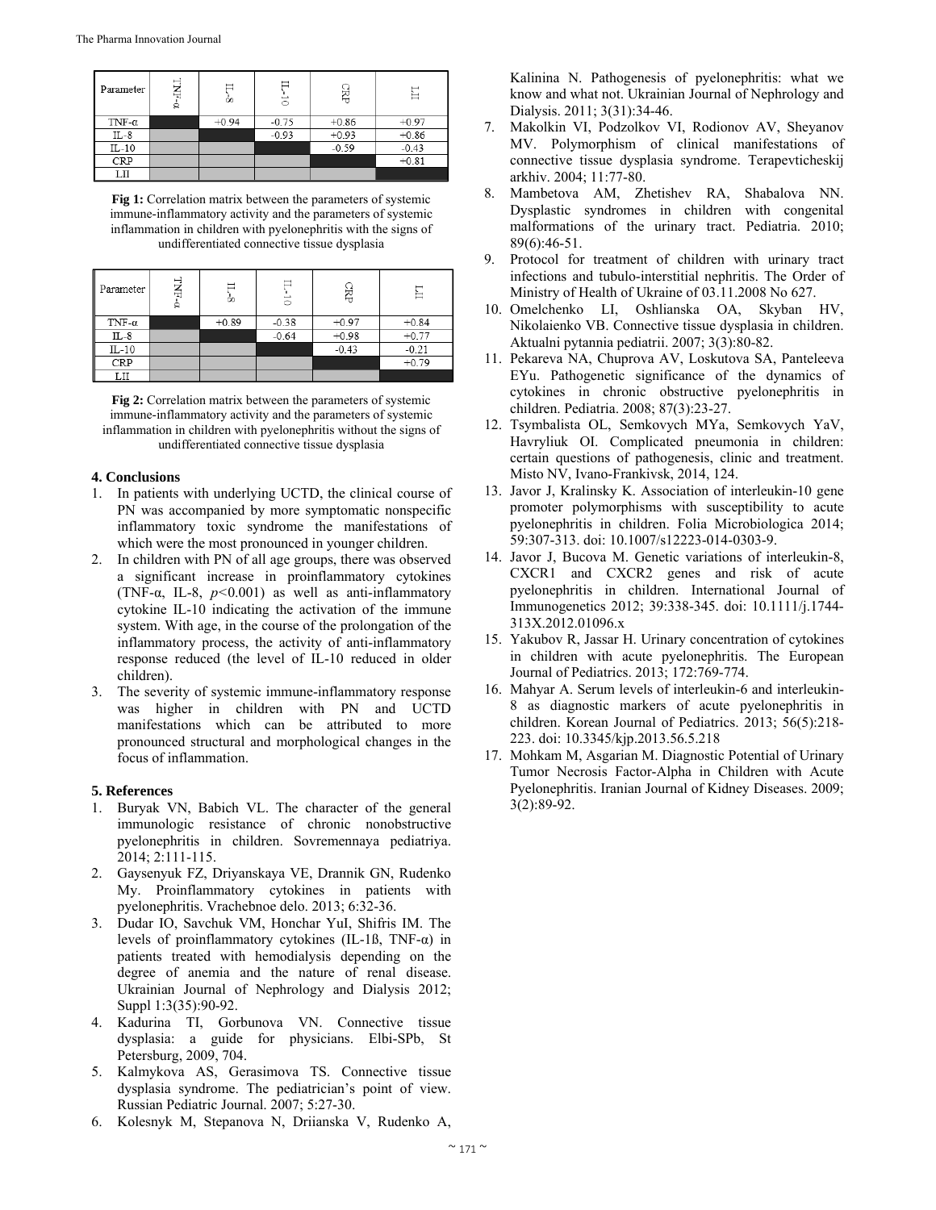| Parameter | TNF-α | IL-8 | IL-10 | CRP | LII |
|---|---|---|---|---|---|
| TNF-α | | +0.94 | -0.75 | +0.86 | +0.97 |
| IL-8 | | | -0.93 | +0.93 | +0.86 |
| IL-10 | | | | -0.59 | -0.43 |
| CRP | | | | | +0.81 |
| LII | | | | | |

**Fig 1:** Correlation matrix between the parameters of systemic immune-inflammatory activity and the parameters of systemic inflammation in children with pyelonephritis with the signs of undifferentiated connective tissue dysplasia

| Parameter | TNF-α | IL-8 | IL-10 | CRP | LII |
|---|---|---|---|---|---|
| TNF-α | | +0.89 | -0.38 | +0.97 | +0.84 |
| IL-8 | | | -0.64 | +0.98 | +0.77 |
| IL-10 | | | | -0.43 | -0.21 |
| CRP | | | | | +0.79 |
| LII | | | | | |

**Fig 2:** Correlation matrix between the parameters of systemic immune-inflammatory activity and the parameters of systemic inflammation in children with pyelonephritis without the signs of undifferentiated connective tissue dysplasia

## 4. Conclusions

1. In patients with underlying UCTD, the clinical course of PN was accompanied by more symptomatic nonspecific inflammatory toxic syndrome the manifestations of which were the most pronounced in younger children.
2. In children with PN of all age groups, there was observed a significant increase in proinflammatory cytokines (TNF-α, IL-8, $p<0.001$) as well as anti-inflammatory cytokine IL-10 indicating the activation of the immune system. With age, in the course of the prolongation of the inflammatory process, the activity of anti-inflammatory response reduced (the level of IL-10 reduced in older children).
3. The severity of systemic immune-inflammatory response was higher in children with PN and UCTD manifestations which can be attributed to more pronounced structural and morphological changes in the focus of inflammation.

## 5. References

1. Buryak VN, Babich VL. The character of the general immunologic resistance of chronic nonobstructive pyelonephritis in children. Sovremennaya pediatriya. 2014; 2:111-115.
2. Gaysenyuk FZ, Driyanskaya VE, Drannik GN, Rudenko My. Proinflammatory cytokines in patients with pyelonephritis. Vrachebnoe delo. 2013; 6:32-36.
3. Dudar IO, Savchuk VM, Honchar YuI, Shifris IM. The levels of proinflammatory cytokines (IL-1ß, TNF-α) in patients treated with hemodialysis depending on the degree of anemia and the nature of renal disease. Ukrainian Journal of Nephrology and Dialysis 2012; Suppl 1:3(35):90-92.
4. Kadurina TI, Gorbunova VN. Connective tissue dysplasia: a guide for physicians. Elbi-SPb, St Petersburg, 2009, 704.
5. Kalmykova AS, Gerasimova TS. Connective tissue dysplasia syndrome. The pediatrician's point of view. Russian Pediatric Journal. 2007; 5:27-30.
6. Kolesnyk M, Stepanova N, Driianska V, Rudenko A, Kalinina N. Pathogenesis of pyelonephritis: what we know and what not. Ukrainian Journal of Nephrology and Dialysis. 2011; 3(31):34-46.
7. Makolkin VI, Podzolkov VI, Rodionov AV, Sheyanov MV. Polymorphism of clinical manifestations of connective tissue dysplasia syndrome. Terapevticheskij arkhiv. 2004; 11:77-80.
8. Mambetova AM, Zhetishev RA, Shabalova NN. Dysplastic syndromes in children with congenital malformations of the urinary tract. Pediatria. 2010; 89(6):46-51.
9. Protocol for treatment of children with urinary tract infections and tubulo-interstitial nephritis. The Order of Ministry of Health of Ukraine of 03.11.2008 No 627.
10. Omelchenko LI, Oshlianska OA, Skyban HV, Nikolaienko VB. Connective tissue dysplasia in children. Aktualni pytannia pediatrii. 2007; 3(3):80-82.
11. Pekareva NA, Chuprova AV, Loskutova SA, Panteleeva EYu. Pathogenetic significance of the dynamics of cytokines in chronic obstructive pyelonephritis in children. Pediatria. 2008; 87(3):23-27.
12. Tsymbalista OL, Semkovych MYa, Semkovych YaV, Havryliuk OI. Complicated pneumonia in children: certain questions of pathogenesis, clinic and treatment. Misto NV, Ivano-Frankivsk, 2014, 124.
13. Javor J, Kralinsky K. Association of interleukin-10 gene promoter polymorphisms with susceptibility to acute pyelonephritis in children. Folia Microbiologica 2014; 59:307-313. doi: 10.1007/s12223-014-0303-9.
14. Javor J, Bucova M. Genetic variations of interleukin-8, CXCR1 and CXCR2 genes and risk of acute pyelonephritis in children. International Journal of Immunogenetics 2012; 39:338-345. doi: 10.1111/j.1744-313X.2012.01096.x
15. Yakubov R, Jassar H. Urinary concentration of cytokines in children with acute pyelonephritis. The European Journal of Pediatrics. 2013; 172:769-774.
16. Mahyar A. Serum levels of interleukin-6 and interleukin-8 as diagnostic markers of acute pyelonephritis in children. Korean Journal of Pediatrics. 2013; 56(5):218-223. doi: 10.3345/kjp.2013.56.5.218
17. Mohkam M, Asgarian M. Diagnostic Potential of Urinary Tumor Necrosis Factor-Alpha in Children with Acute Pyelonephritis. Iranian Journal of Kidney Diseases. 2009; 3(2):89-92.